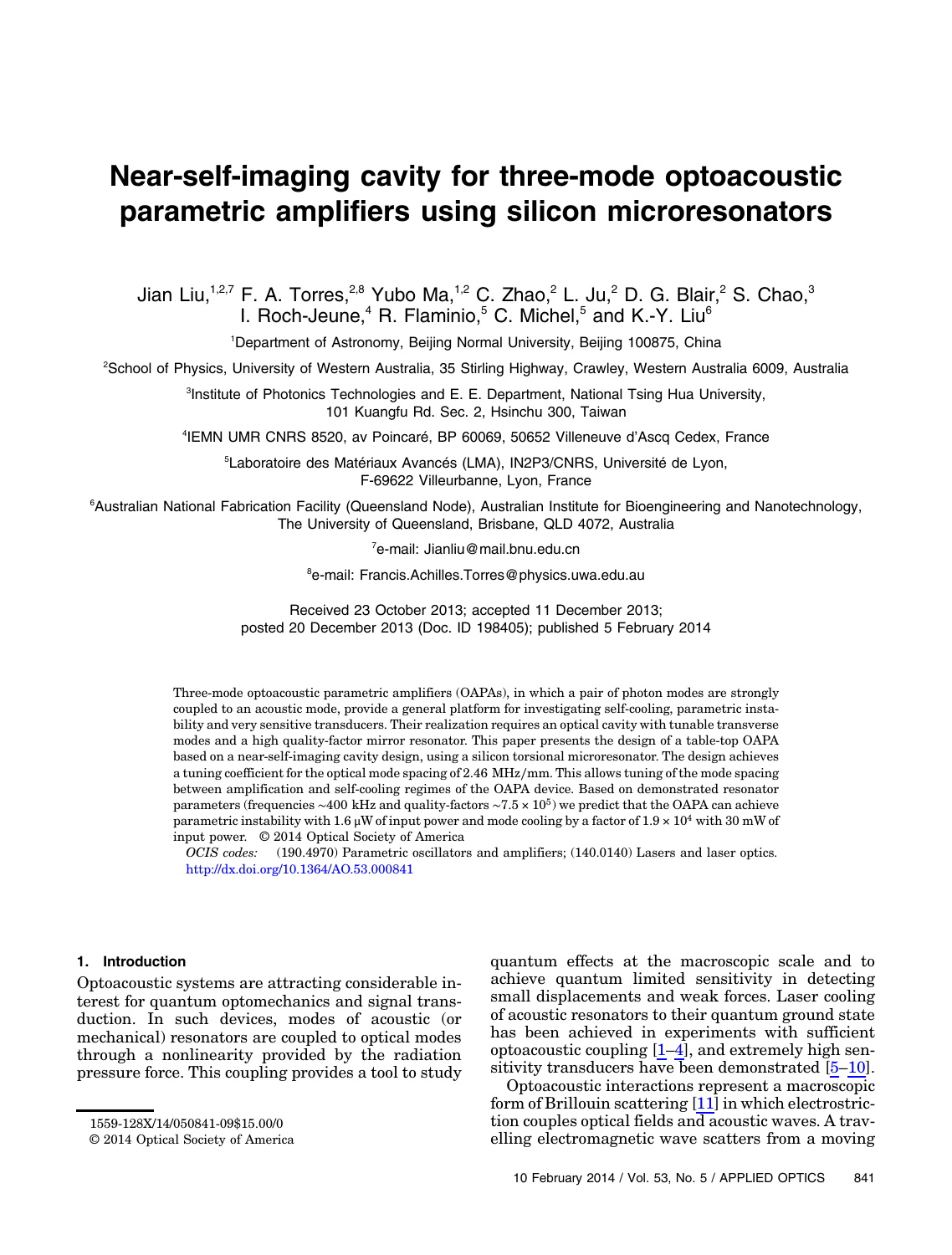# Near-self-imaging cavity for three-mode optoacoustic parametric amplifiers using silicon microresonators

Jian Liu,[1,2,7] F. A. Torres,[2,8] Yubo Ma,[1,2] C. Zhao,[2] L. Ju,[2] D. G. Blair,[2] S. Chao,[3] I. Roch-Jeune,[4] R. Flaminio,[5] C. Michel,[5] and K.-Y. Liu[6]

[1]Department of Astronomy, Beijing Normal University, Beijing 100875, China

[2]School of Physics, University of Western Australia, 35 Stirling Highway, Crawley, Western Australia 6009, Australia

[3]Institute of Photonics Technologies and E. E. Department, National Tsing Hua University, 101 Kuangfu Rd. Sec. 2, Hsinchu 300, Taiwan

[4]IEMN UMR CNRS 8520, av Poincaré, BP 60069, 50652 Villeneuve d'Ascq Cedex, France

[5]Laboratoire des Matériaux Avancés (LMA), IN2P3/CNRS, Université de Lyon, F-69622 Villeurbanne, Lyon, France

[6]Australian National Fabrication Facility (Queensland Node), Australian Institute for Bioengineering and Nanotechnology, The University of Queensland, Brisbane, QLD 4072, Australia

[7]e-mail: Jianliu@mail.bnu.edu.cn

[8]e-mail: Francis.Achilles.Torres@physics.uwa.edu.au

Received 23 October 2013; accepted 11 December 2013; posted 20 December 2013 (Doc. ID 198405); published 5 February 2014

Three-mode optoacoustic parametric amplifiers (OAPAs), in which a pair of photon modes are strongly coupled to an acoustic mode, provide a general platform for investigating self-cooling, parametric instability and very sensitive transducers. Their realization requires an optical cavity with tunable transverse modes and a high quality-factor mirror resonator. This paper presents the design of a table-top OAPA based on a near-self-imaging cavity design, using a silicon torsional microresonator. The design achieves a tuning coefficient for the optical mode spacing of 2.46 MHz/mm. This allows tuning of the mode spacing between amplification and self-cooling regimes of the OAPA device. Based on demonstrated resonator parameters (frequencies ~400 kHz and quality-factors ~$7.5 \times 10^5$) we predict that the OAPA can achieve parametric instability with 1.6 μW of input power and mode cooling by a factor of $1.9 \times 10^4$ with 30 mW of input power. © 2014 Optical Society of America

*OCIS codes:* (190.4970) Parametric oscillators and amplifiers; (140.0140) Lasers and laser optics.
http://dx.doi.org/10.1364/AO.53.000841

## 1. Introduction

Optoacoustic systems are attracting considerable interest for quantum optomechanics and signal transduction. In such devices, modes of acoustic (or mechanical) resonators are coupled to optical modes through a nonlinearity provided by the radiation pressure force. This coupling provides a tool to study quantum effects at the macroscopic scale and to achieve quantum limited sensitivity in detecting small displacements and weak forces. Laser cooling of acoustic resonators to their quantum ground state has been achieved in experiments with sufficient optoacoustic coupling [1–4], and extremely high sensitivity transducers have been demonstrated [5–10].

Optoacoustic interactions represent a macroscopic form of Brillouin scattering [11] in which electrostriction couples optical fields and acoustic waves. A travelling electromagnetic wave scatters from a moving

1559-128X/14/050841-09$15.00/0
© 2014 Optical Society of America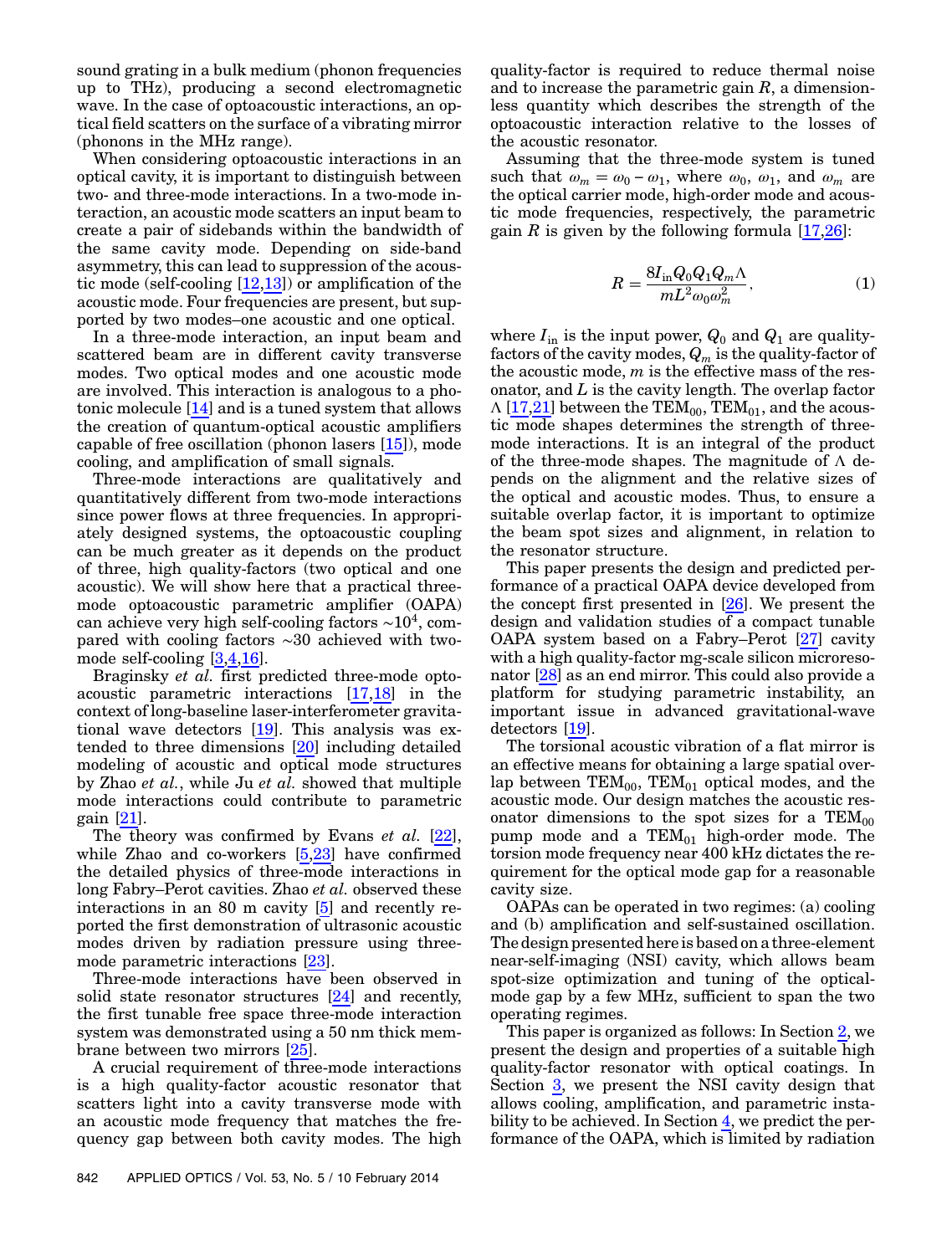sound grating in a bulk medium (phonon frequencies up to THz), producing a second electromagnetic wave. In the case of optoacoustic interactions, an optical field scatters on the surface of a vibrating mirror (phonons in the MHz range).

When considering optoacoustic interactions in an optical cavity, it is important to distinguish between two- and three-mode interactions. In a two-mode interaction, an acoustic mode scatters an input beam to create a pair of sidebands within the bandwidth of the same cavity mode. Depending on side-band asymmetry, this can lead to suppression of the acoustic mode (self-cooling [12,13]) or amplification of the acoustic mode. Four frequencies are present, but supported by two modes–one acoustic and one optical.

In a three-mode interaction, an input beam and scattered beam are in different cavity transverse modes. Two optical modes and one acoustic mode are involved. This interaction is analogous to a photonic molecule [14] and is a tuned system that allows the creation of quantum-optical acoustic amplifiers capable of free oscillation (phonon lasers [15]), mode cooling, and amplification of small signals.

Three-mode interactions are qualitatively and quantitatively different from two-mode interactions since power flows at three frequencies. In appropriately designed systems, the optoacoustic coupling can be much greater as it depends on the product of three, high quality-factors (two optical and one acoustic). We will show here that a practical three-mode optoacoustic parametric amplifier (OAPA) can achieve very high self-cooling factors $\sim 10^4$, compared with cooling factors $\sim 30$ achieved with two-mode self-cooling [3,4,16].

Braginsky *et al.* first predicted three-mode optoacoustic parametric interactions [17,18] in the context of long-baseline laser-interferometer gravitational wave detectors [19]. This analysis was extended to three dimensions [20] including detailed modeling of acoustic and optical mode structures by Zhao *et al.*, while Ju *et al.* showed that multiple mode interactions could contribute to parametric gain [21].

The theory was confirmed by Evans *et al.* [22], while Zhao and co-workers [5,23] have confirmed the detailed physics of three-mode interactions in long Fabry–Perot cavities. Zhao *et al.* observed these interactions in an 80 m cavity [5] and recently reported the first demonstration of ultrasonic acoustic modes driven by radiation pressure using three-mode parametric interactions [23].

Three-mode interactions have been observed in solid state resonator structures [24] and recently, the first tunable free space three-mode interaction system was demonstrated using a 50 nm thick membrane between two mirrors [25].

A crucial requirement of three-mode interactions is a high quality-factor acoustic resonator that scatters light into a cavity transverse mode with an acoustic mode frequency that matches the frequency gap between both cavity modes. The high quality-factor is required to reduce thermal noise and to increase the parametric gain $R$, a dimensionless quantity which describes the strength of the optoacoustic interaction relative to the losses of the acoustic resonator.

Assuming that the three-mode system is tuned such that $\omega_m = \omega_0 - \omega_1$, where $\omega_0$, $\omega_1$, and $\omega_m$ are the optical carrier mode, high-order mode and acoustic mode frequencies, respectively, the parametric gain $R$ is given by the following formula [17,26]:

$$R = \frac{8 I_{\text{in}} Q_0 Q_1 Q_m \Lambda}{m L^2 \omega_0 \omega_m^2}, \tag{1}$$

where $I_{\text{in}}$ is the input power, $Q_0$ and $Q_1$ are quality-factors of the cavity modes, $Q_m$ is the quality-factor of the acoustic mode, $m$ is the effective mass of the resonator, and $L$ is the cavity length. The overlap factor $\Lambda$ [17,21] between the $\text{TEM}_{00}$, $\text{TEM}_{01}$, and the acoustic mode shapes determines the strength of three-mode interactions. It is an integral of the product of the three-mode shapes. The magnitude of $\Lambda$ depends on the alignment and the relative sizes of the optical and acoustic modes. Thus, to ensure a suitable overlap factor, it is important to optimize the beam spot sizes and alignment, in relation to the resonator structure.

This paper presents the design and predicted performance of a practical OAPA device developed from the concept first presented in [26]. We present the design and validation studies of a compact tunable OAPA system based on a Fabry–Perot [27] cavity with a high quality-factor mg-scale silicon microresonator [28] as an end mirror. This could also provide a platform for studying parametric instability, an important issue in advanced gravitational-wave detectors [19].

The torsional acoustic vibration of a flat mirror is an effective means for obtaining a large spatial overlap between $\text{TEM}_{00}$, $\text{TEM}_{01}$ optical modes, and the acoustic mode. Our design matches the acoustic resonator dimensions to the spot sizes for a $\text{TEM}_{00}$ pump mode and a $\text{TEM}_{01}$ high-order mode. The torsion mode frequency near 400 kHz dictates the requirement for the optical mode gap for a reasonable cavity size.

OAPAs can be operated in two regimes: (a) cooling and (b) amplification and self-sustained oscillation. The design presented here is based on a three-element near-self-imaging (NSI) cavity, which allows beam spot-size optimization and tuning of the optical-mode gap by a few MHz, sufficient to span the two operating regimes.

This paper is organized as follows: In Section 2, we present the design and properties of a suitable high quality-factor resonator with optical coatings. In Section 3, we present the NSI cavity design that allows cooling, amplification, and parametric instability to be achieved. In Section 4, we predict the performance of the OAPA, which is limited by radiation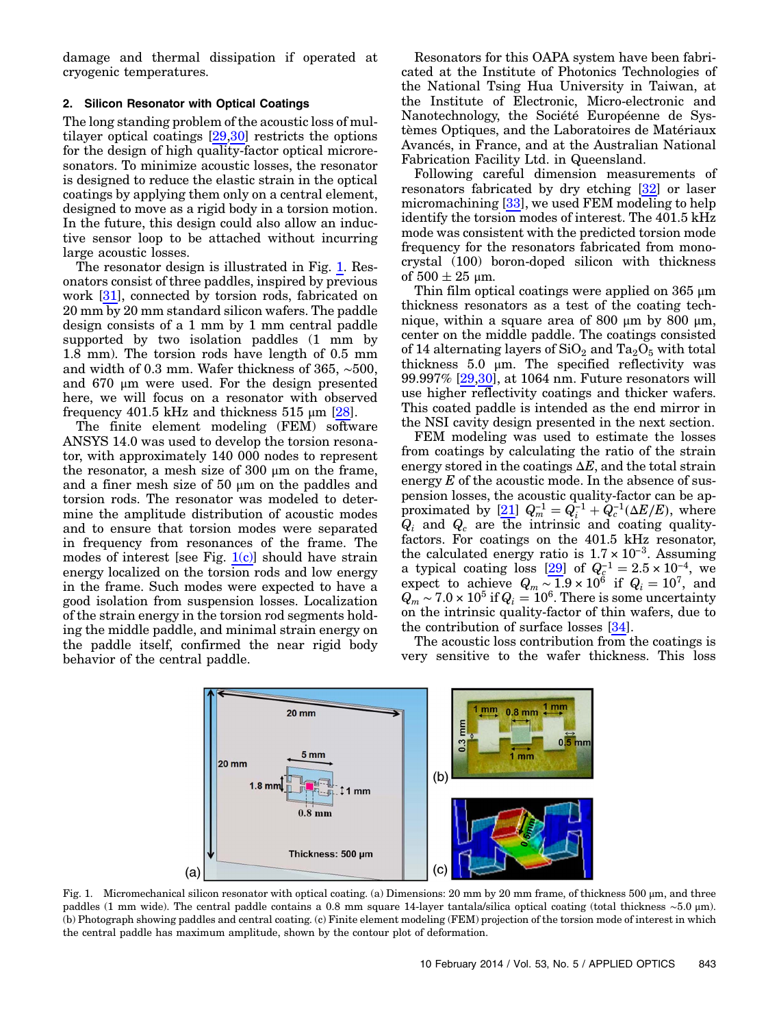damage and thermal dissipation if operated at cryogenic temperatures.

## 2. Silicon Resonator with Optical Coatings

The long standing problem of the acoustic loss of multilayer optical coatings [29,30] restricts the options for the design of high quality-factor optical microresonators. To minimize acoustic losses, the resonator is designed to reduce the elastic strain in the optical coatings by applying them only on a central element, designed to move as a rigid body in a torsion motion. In the future, this design could also allow an inductive sensor loop to be attached without incurring large acoustic losses.

The resonator design is illustrated in Fig. 1. Resonators consist of three paddles, inspired by previous work [31], connected by torsion rods, fabricated on 20 mm by 20 mm standard silicon wafers. The paddle design consists of a 1 mm by 1 mm central paddle supported by two isolation paddles (1 mm by 1.8 mm). The torsion rods have length of 0.5 mm and width of 0.3 mm. Wafer thickness of 365, ~500, and 670 μm were used. For the design presented here, we will focus on a resonator with observed frequency 401.5 kHz and thickness 515 μm [28].

The finite element modeling (FEM) software ANSYS 14.0 was used to develop the torsion resonator, with approximately 140 000 nodes to represent the resonator, a mesh size of 300 μm on the frame, and a finer mesh size of 50 μm on the paddles and torsion rods. The resonator was modeled to determine the amplitude distribution of acoustic modes and to ensure that torsion modes were separated in frequency from resonances of the frame. The modes of interest [see Fig. 1(c)] should have strain energy localized on the torsion rods and low energy in the frame. Such modes were expected to have a good isolation from suspension losses. Localization of the strain energy in the torsion rod segments holding the middle paddle, and minimal strain energy on the paddle itself, confirmed the near rigid body behavior of the central paddle.

Resonators for this OAPA system have been fabricated at the Institute of Photonics Technologies of the National Tsing Hua University in Taiwan, at the Institute of Electronic, Micro-electronic and Nanotechnology, the Société Européenne de Systèmes Optiques, and the Laboratoires de Matériaux Avancés, in France, and at the Australian National Fabrication Facility Ltd. in Queensland.

Following careful dimension measurements of resonators fabricated by dry etching [32] or laser micromachining [33], we used FEM modeling to help identify the torsion modes of interest. The 401.5 kHz mode was consistent with the predicted torsion mode frequency for the resonators fabricated from monocrystal (100) boron-doped silicon with thickness of 500 ± 25 μm.

Thin film optical coatings were applied on 365 μm thickness resonators as a test of the coating technique, within a square area of 800 μm by 800 μm, center on the middle paddle. The coatings consisted of 14 alternating layers of $SiO_2$ and $Ta_2O_5$ with total thickness 5.0 μm. The specified reflectivity was 99.997% [29,30], at 1064 nm. Future resonators will use higher reflectivity coatings and thicker wafers. This coated paddle is intended as the end mirror in the NSI cavity design presented in the next section.

FEM modeling was used to estimate the losses from coatings by calculating the ratio of the strain energy stored in the coatings $\Delta E$, and the total strain energy $E$ of the acoustic mode. In the absence of suspension losses, the acoustic quality-factor can be approximated by [21] $Q_m^{-1} = Q_i^{-1} + Q_c^{-1}(\Delta E/E)$, where $Q_i$ and $Q_c$ are the intrinsic and coating quality-factors. For coatings on the 401.5 kHz resonator, the calculated energy ratio is $1.7 \times 10^{-3}$. Assuming a typical coating loss [29] of $Q_c^{-1} = 2.5 \times 10^{-4}$, we expect to achieve $Q_m \sim 1.9 \times 10^6$ if $Q_i = 10^7$, and $Q_m \sim 7.0 \times 10^5$ if $Q_i = 10^6$. There is some uncertainty on the intrinsic quality-factor of thin wafers, due to the contribution of surface losses [34].

The acoustic loss contribution from the coatings is very sensitive to the wafer thickness. This loss

Fig. 1. Micromechanical silicon resonator with optical coating. (a) Dimensions: 20 mm by 20 mm frame, of thickness 500 μm, and three paddles (1 mm wide). The central paddle contains a 0.8 mm square 14-layer tantala/silica optical coating (total thickness ~5.0 μm). (b) Photograph showing paddles and central coating. (c) Finite element modeling (FEM) projection of the torsion mode of interest in which the central paddle has maximum amplitude, shown by the contour plot of deformation.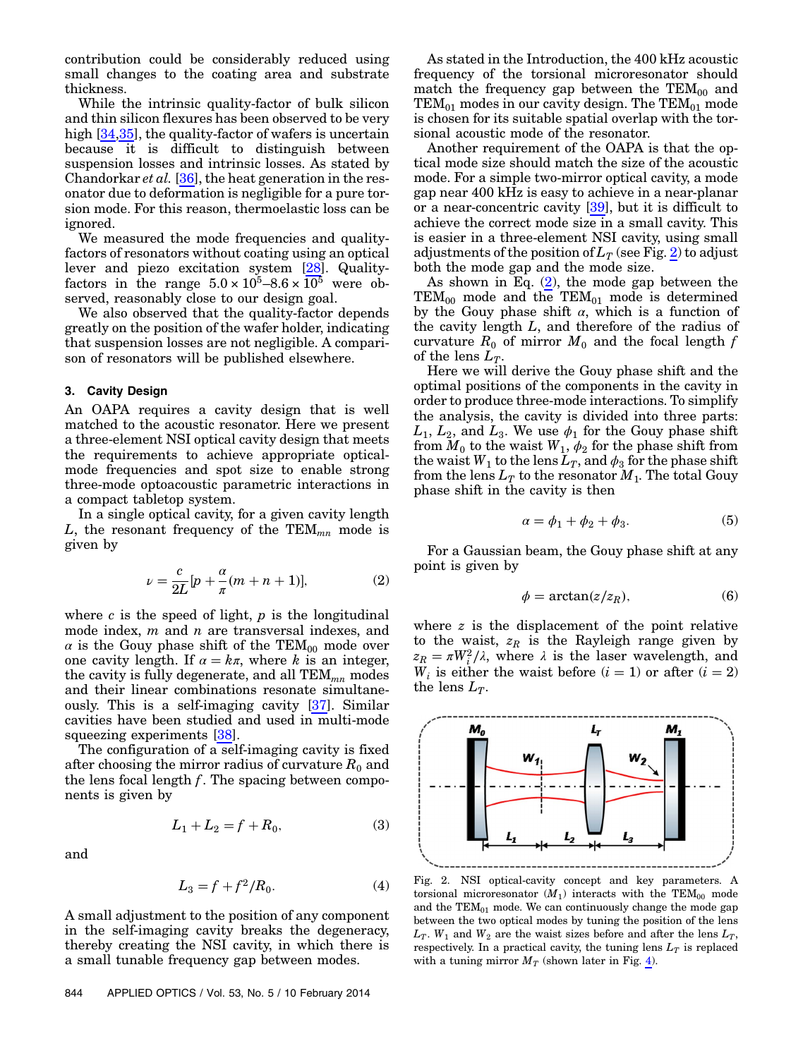contribution could be considerably reduced using small changes to the coating area and substrate thickness.

While the intrinsic quality-factor of bulk silicon and thin silicon flexures has been observed to be very high [34,35], the quality-factor of wafers is uncertain because it is difficult to distinguish between suspension losses and intrinsic losses. As stated by Chandorkar *et al.* [36], the heat generation in the resonator due to deformation is negligible for a pure torsion mode. For this reason, thermoelastic loss can be ignored.

We measured the mode frequencies and quality-factors of resonators without coating using an optical lever and piezo excitation system [28]. Quality-factors in the range $5.0 \times 10^5$–$8.6 \times 10^5$ were observed, reasonably close to our design goal.

We also observed that the quality-factor depends greatly on the position of the wafer holder, indicating that suspension losses are not negligible. A comparison of resonators will be published elsewhere.

## 3. Cavity Design

An OAPA requires a cavity design that is well matched to the acoustic resonator. Here we present a three-element NSI optical cavity design that meets the requirements to achieve appropriate optical-mode frequencies and spot size to enable strong three-mode optoacoustic parametric interactions in a compact tabletop system.

In a single optical cavity, for a given cavity length $L$, the resonant frequency of the $\mathrm{TEM}_{mn}$ mode is given by

$$\nu = \frac{c}{2L}\left[p + \frac{\alpha}{\pi}(m + n + 1)\right], \tag{2}$$

where $c$ is the speed of light, $p$ is the longitudinal mode index, $m$ and $n$ are transversal indexes, and $\alpha$ is the Gouy phase shift of the $\mathrm{TEM}_{00}$ mode over one cavity length. If $\alpha = k\pi$, where $k$ is an integer, the cavity is fully degenerate, and all $\mathrm{TEM}_{mn}$ modes and their linear combinations resonate simultaneously. This is a self-imaging cavity [37]. Similar cavities have been studied and used in multi-mode squeezing experiments [38].

The configuration of a self-imaging cavity is fixed after choosing the mirror radius of curvature $R_0$ and the lens focal length $f$. The spacing between components is given by

$$L_1 + L_2 = f + R_0, \tag{3}$$

and

$$L_3 = f + f^2/R_0. \tag{4}$$

A small adjustment to the position of any component in the self-imaging cavity breaks the degeneracy, thereby creating the NSI cavity, in which there is a small tunable frequency gap between modes.

As stated in the Introduction, the 400 kHz acoustic frequency of the torsional microresonator should match the frequency gap between the $\mathrm{TEM}_{00}$ and $\mathrm{TEM}_{01}$ modes in our cavity design. The $\mathrm{TEM}_{01}$ mode is chosen for its suitable spatial overlap with the torsional acoustic mode of the resonator.

Another requirement of the OAPA is that the optical mode size should match the size of the acoustic mode. For a simple two-mirror optical cavity, a mode gap near 400 kHz is easy to achieve in a near-planar or a near-concentric cavity [39], but it is difficult to achieve the correct mode size in a small cavity. This is easier in a three-element NSI cavity, using small adjustments of the position of $L_T$ (see Fig. 2) to adjust both the mode gap and the mode size.

As shown in Eq. (2), the mode gap between the $\mathrm{TEM}_{00}$ mode and the $\mathrm{TEM}_{01}$ mode is determined by the Gouy phase shift $\alpha$, which is a function of the cavity length $L$, and therefore of the radius of curvature $R_0$ of mirror $M_0$ and the focal length $f$ of the lens $L_T$.

Here we will derive the Gouy phase shift and the optimal positions of the components in the cavity in order to produce three-mode interactions. To simplify the analysis, the cavity is divided into three parts: $L_1$, $L_2$, and $L_3$. We use $\phi_1$ for the Gouy phase shift from $M_0$ to the waist $W_1$, $\phi_2$ for the phase shift from the waist $W_1$ to the lens $L_T$, and $\phi_3$ for the phase shift from the lens $L_T$ to the resonator $M_1$. The total Gouy phase shift in the cavity is then

$$\alpha = \phi_1 + \phi_2 + \phi_3. \tag{5}$$

For a Gaussian beam, the Gouy phase shift at any point is given by

$$\phi = \arctan(z/z_R), \tag{6}$$

where $z$ is the displacement of the point relative to the waist, $z_R$ is the Rayleigh range given by $z_R = \pi W_i^2/\lambda$, where $\lambda$ is the laser wavelength, and $W_i$ is either the waist before ($i = 1$) or after ($i = 2$) the lens $L_T$.

Fig. 2. NSI optical-cavity concept and key parameters. A torsional microresonator ($M_1$) interacts with the $\mathrm{TEM}_{00}$ mode and the $\mathrm{TEM}_{01}$ mode. We can continuously change the mode gap between the two optical modes by tuning the position of the lens $L_T$. $W_1$ and $W_2$ are the waist sizes before and after the lens $L_T$, respectively. In a practical cavity, the tuning lens $L_T$ is replaced with a tuning mirror $M_T$ (shown later in Fig. 4).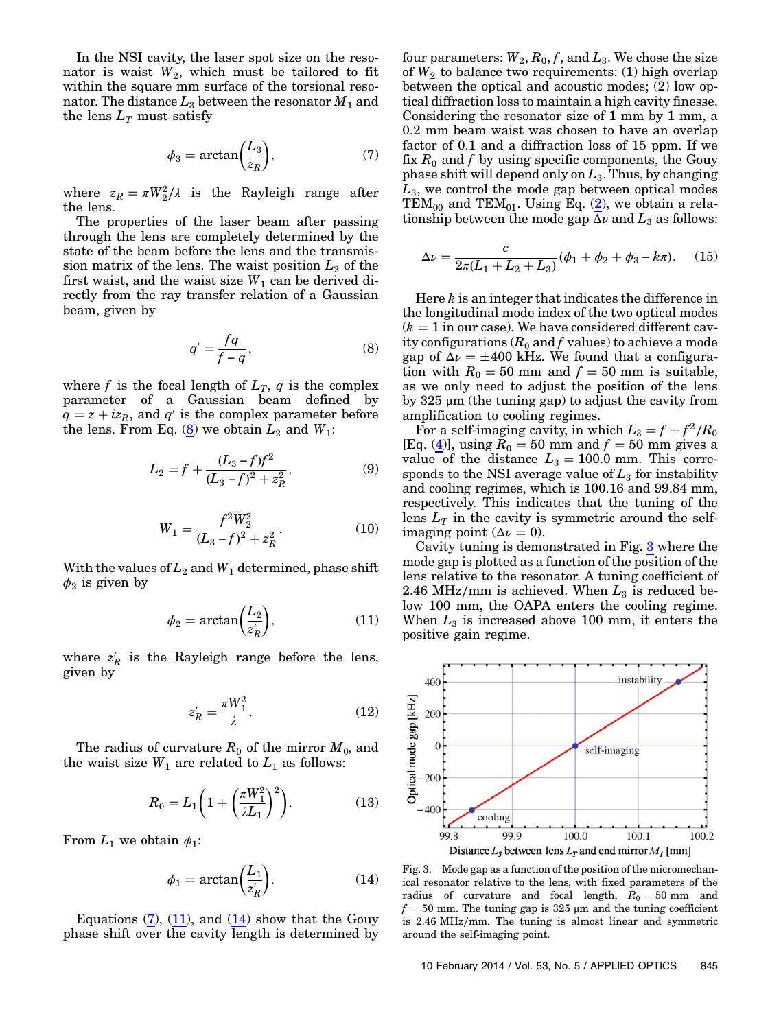In the NSI cavity, the laser spot size on the resonator is waist $W_2$, which must be tailored to fit within the square mm surface of the torsional resonator. The distance $L_3$ between the resonator $M_1$ and the lens $L_T$ must satisfy

$$\phi_3 = \arctan\left(\frac{L_3}{z_R}\right), \qquad (7)$$

where $z_R = \pi W_2^2/\lambda$ is the Rayleigh range after the lens.

The properties of the laser beam after passing through the lens are completely determined by the state of the beam before the lens and the transmission matrix of the lens. The waist position $L_2$ of the first waist, and the waist size $W_1$ can be derived directly from the ray transfer relation of a Gaussian beam, given by

$$q' = \frac{fq}{f-q}, \qquad (8)$$

where $f$ is the focal length of $L_T$, $q$ is the complex parameter of a Gaussian beam defined by $q = z + iz_R$, and $q'$ is the complex parameter before the lens. From Eq. (8) we obtain $L_2$ and $W_1$:

$$L_2 = f + \frac{(L_3 - f)f^2}{(L_3 - f)^2 + z_R^2}, \qquad (9)$$

$$W_1 = \frac{f^2 W_2^2}{(L_3 - f)^2 + z_R^2}. \qquad (10)$$

With the values of $L_2$ and $W_1$ determined, phase shift $\phi_2$ is given by

$$\phi_2 = \arctan\left(\frac{L_2}{z'_R}\right), \qquad (11)$$

where $z'_R$ is the Rayleigh range before the lens, given by

$$z'_R = \frac{\pi W_1^2}{\lambda}. \qquad (12)$$

The radius of curvature $R_0$ of the mirror $M_0$, and the waist size $W_1$ are related to $L_1$ as follows:

$$R_0 = L_1\left(1 + \left(\frac{\pi W_1^2}{\lambda L_1}\right)^2\right). \qquad (13)$$

From $L_1$ we obtain $\phi_1$:

$$\phi_1 = \arctan\left(\frac{L_1}{z'_R}\right). \qquad (14)$$

Equations (7), (11), and (14) show that the Gouy phase shift over the cavity length is determined by four parameters: $W_2, R_0, f$, and $L_3$. We chose the size of $W_2$ to balance two requirements: (1) high overlap between the optical and acoustic modes; (2) low optical diffraction loss to maintain a high cavity finesse. Considering the resonator size of 1 mm by 1 mm, a 0.2 mm beam waist was chosen to have an overlap factor of 0.1 and a diffraction loss of 15 ppm. If we fix $R_0$ and $f$ by using specific components, the Gouy phase shift will depend only on $L_3$. Thus, by changing $L_3$, we control the mode gap between optical modes $TEM_{00}$ and $TEM_{01}$. Using Eq. (2), we obtain a relationship between the mode gap $\Delta\nu$ and $L_3$ as follows:

$$\Delta\nu = \frac{c}{2\pi(L_1 + L_2 + L_3)}(\phi_1 + \phi_2 + \phi_3 - k\pi). \qquad (15)$$

Here $k$ is an integer that indicates the difference in the longitudinal mode index of the two optical modes ($k = 1$ in our case). We have considered different cavity configurations ($R_0$ and $f$ values) to achieve a mode gap of $\Delta\nu = \pm 400$ kHz. We found that a configuration with $R_0 = 50$ mm and $f = 50$ mm is suitable, as we only need to adjust the position of the lens by 325 μm (the tuning gap) to adjust the cavity from amplification to cooling regimes.

For a self-imaging cavity, in which $L_3 = f + f^2/R_0$ [Eq. (4)], using $R_0 = 50$ mm and $f = 50$ mm gives a value of the distance $L_3 = 100.0$ mm. This corresponds to the NSI average value of $L_3$ for instability and cooling regimes, which is 100.16 and 99.84 mm, respectively. This indicates that the tuning of the lens $L_T$ in the cavity is symmetric around the self-imaging point ($\Delta\nu = 0$).

Cavity tuning is demonstrated in Fig. 3 where the mode gap is plotted as a function of the position of the lens relative to the resonator. A tuning coefficient of 2.46 MHz/mm is achieved. When $L_3$ is reduced below 100 mm, the OAPA enters the cooling regime. When $L_3$ is increased above 100 mm, it enters the positive gain regime.

Fig. 3. Mode gap as a function of the position of the micromechanical resonator relative to the lens, with fixed parameters of the radius of curvature and focal length, $R_0 = 50$ mm and $f = 50$ mm. The tuning gap is 325 μm and the tuning coefficient is 2.46 MHz/mm. The tuning is almost linear and symmetric around the self-imaging point.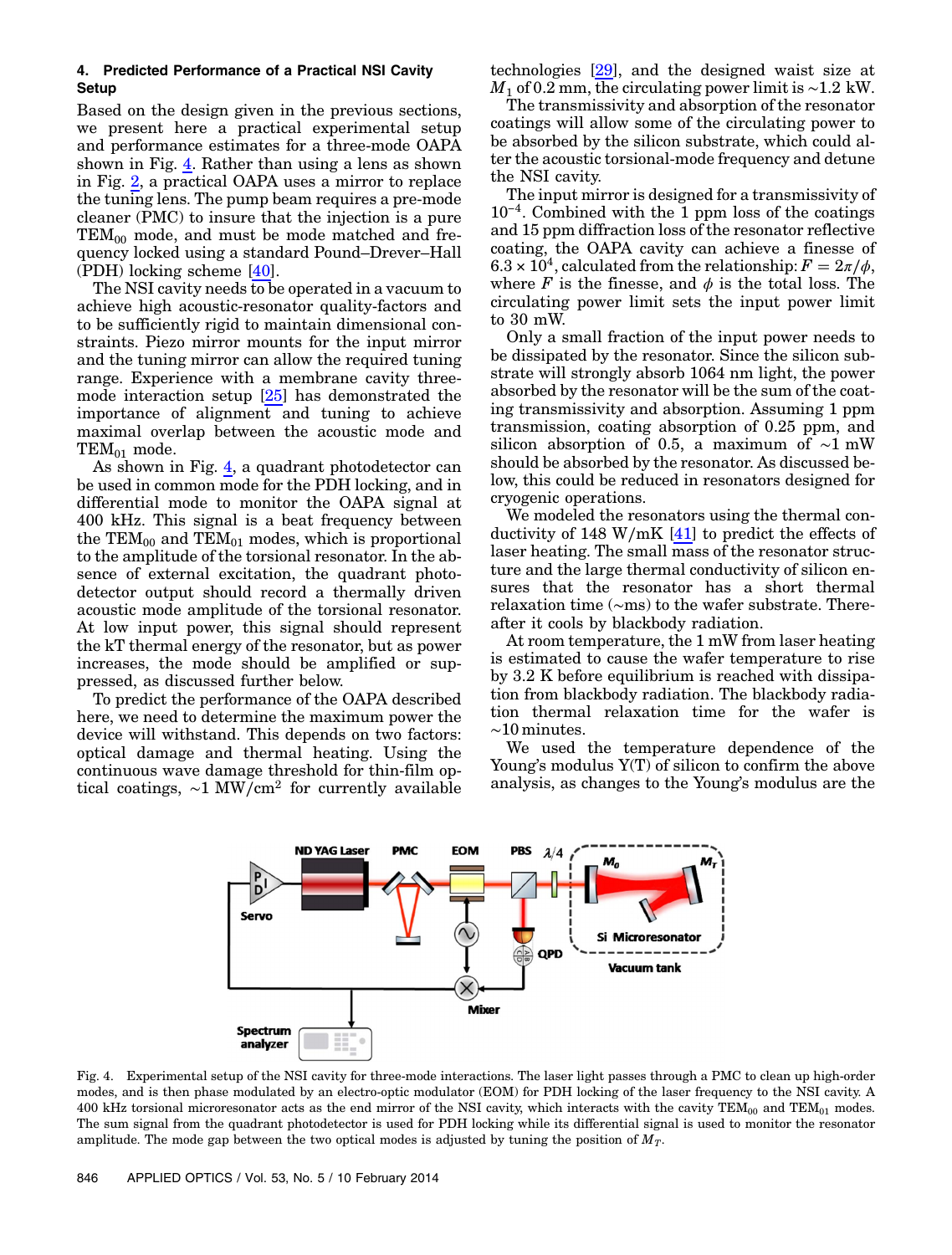## 4. Predicted Performance of a Practical NSI Cavity Setup

Based on the design given in the previous sections, we present here a practical experimental setup and performance estimates for a three-mode OAPA shown in Fig. 4. Rather than using a lens as shown in Fig. 2, a practical OAPA uses a mirror to replace the tuning lens. The pump beam requires a pre-mode cleaner (PMC) to insure that the injection is a pure $TEM_{00}$ mode, and must be mode matched and frequency locked using a standard Pound–Drever–Hall (PDH) locking scheme [40].

The NSI cavity needs to be operated in a vacuum to achieve high acoustic-resonator quality-factors and to be sufficiently rigid to maintain dimensional constraints. Piezo mirror mounts for the input mirror and the tuning mirror can allow the required tuning range. Experience with a membrane cavity three-mode interaction setup [25] has demonstrated the importance of alignment and tuning to achieve maximal overlap between the acoustic mode and $TEM_{01}$ mode.

As shown in Fig. 4, a quadrant photodetector can be used in common mode for the PDH locking, and in differential mode to monitor the OAPA signal at 400 kHz. This signal is a beat frequency between the $TEM_{00}$ and $TEM_{01}$ modes, which is proportional to the amplitude of the torsional resonator. In the absence of external excitation, the quadrant photodetector output should record a thermally driven acoustic mode amplitude of the torsional resonator. At low input power, this signal should represent the kT thermal energy of the resonator, but as power increases, the mode should be amplified or suppressed, as discussed further below.

To predict the performance of the OAPA described here, we need to determine the maximum power the device will withstand. This depends on two factors: optical damage and thermal heating. Using the continuous wave damage threshold for thin-film optical coatings, $\sim 1\ \mathrm{MW/cm^2}$ for currently available technologies [29], and the designed waist size at $M_1$ of 0.2 mm, the circulating power limit is $\sim 1.2$ kW.

The transmissivity and absorption of the resonator coatings will allow some of the circulating power to be absorbed by the silicon substrate, which could alter the acoustic torsional-mode frequency and detune the NSI cavity.

The input mirror is designed for a transmissivity of $10^{-4}$. Combined with the 1 ppm loss of the coatings and 15 ppm diffraction loss of the resonator reflective coating, the OAPA cavity can achieve a finesse of $6.3 \times 10^4$, calculated from the relationship: $F = 2\pi/\phi$, where $F$ is the finesse, and $\phi$ is the total loss. The circulating power limit sets the input power limit to 30 mW.

Only a small fraction of the input power needs to be dissipated by the resonator. Since the silicon substrate will strongly absorb 1064 nm light, the power absorbed by the resonator will be the sum of the coating transmissivity and absorption. Assuming 1 ppm transmission, coating absorption of 0.25 ppm, and silicon absorption of 0.5, a maximum of $\sim 1$ mW should be absorbed by the resonator. As discussed below, this could be reduced in resonators designed for cryogenic operations.

We modeled the resonators using the thermal conductivity of 148 W/mK [41] to predict the effects of laser heating. The small mass of the resonator structure and the large thermal conductivity of silicon ensures that the resonator has a short thermal relaxation time ($\sim$ms) to the wafer substrate. Thereafter it cools by blackbody radiation.

At room temperature, the 1 mW from laser heating is estimated to cause the wafer temperature to rise by 3.2 K before equilibrium is reached with dissipation from blackbody radiation. The blackbody radiation thermal relaxation time for the wafer is $\sim$10 minutes.

We used the temperature dependence of the Young's modulus Y(T) of silicon to confirm the above analysis, as changes to the Young's modulus are the

Fig. 4. Experimental setup of the NSI cavity for three-mode interactions. The laser light passes through a PMC to clean up high-order modes, and is then phase modulated by an electro-optic modulator (EOM) for PDH locking of the laser frequency to the NSI cavity. A 400 kHz torsional microresonator acts as the end mirror of the NSI cavity, which interacts with the cavity $TEM_{00}$ and $TEM_{01}$ modes. The sum signal from the quadrant photodetector is used for PDH locking while its differential signal is used to monitor the resonator amplitude. The mode gap between the two optical modes is adjusted by tuning the position of $M_T$.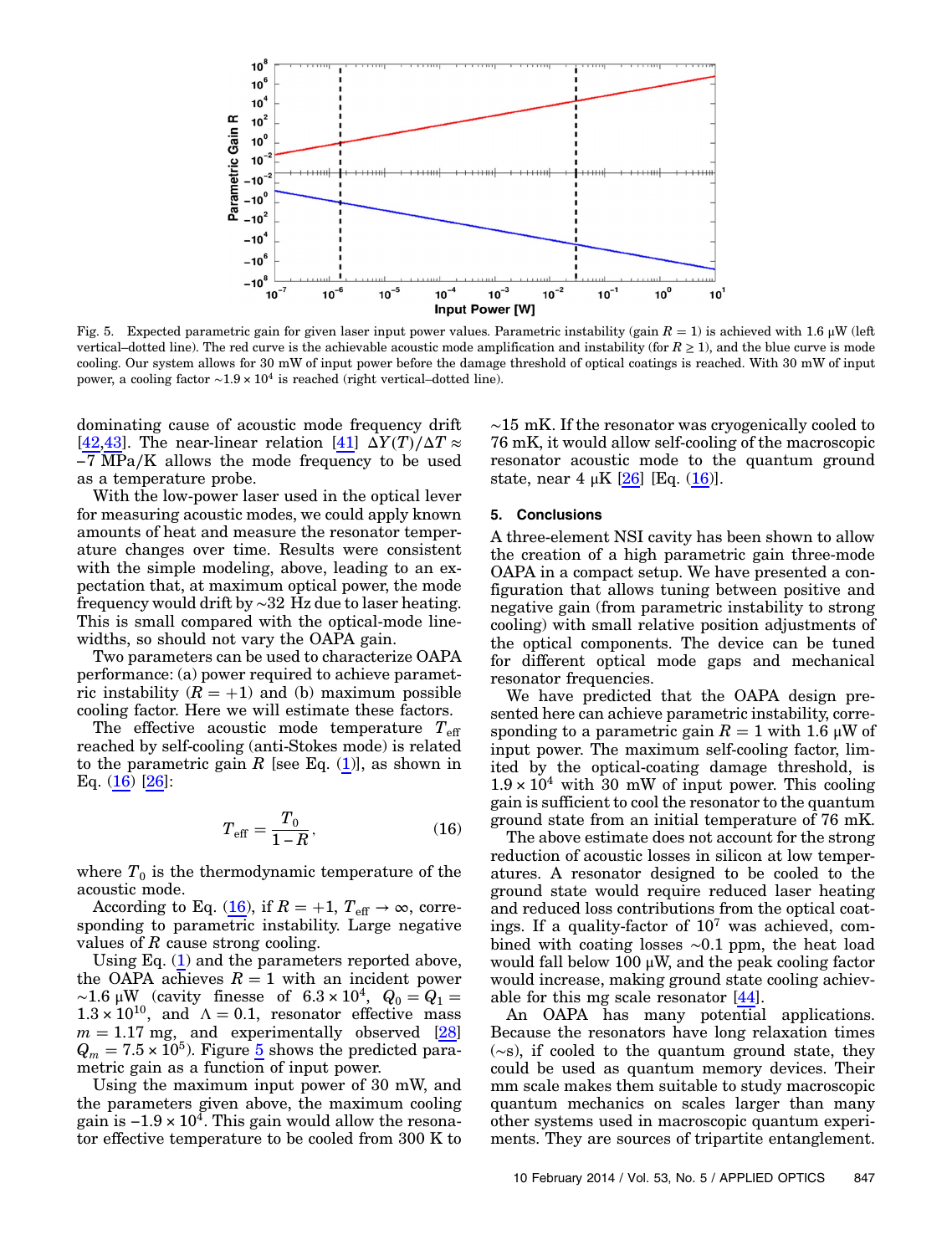Fig. 5. Expected parametric gain for given laser input power values. Parametric instability (gain $R = 1$) is achieved with 1.6 μW (left vertical–dotted line). The red curve is the achievable acoustic mode amplification and instability (for $R \geq 1$), and the blue curve is mode cooling. Our system allows for 30 mW of input power before the damage threshold of optical coatings is reached. With 30 mW of input power, a cooling factor $\sim 1.9 \times 10^4$ is reached (right vertical–dotted line).

dominating cause of acoustic mode frequency drift [42,43]. The near-linear relation [41] $\Delta Y(T)/\Delta T \approx -7$ MPa/K allows the mode frequency to be used as a temperature probe.

With the low-power laser used in the optical lever for measuring acoustic modes, we could apply known amounts of heat and measure the resonator temperature changes over time. Results were consistent with the simple modeling, above, leading to an expectation that, at maximum optical power, the mode frequency would drift by ~32 Hz due to laser heating. This is small compared with the optical-mode linewidths, so should not vary the OAPA gain.

Two parameters can be used to characterize OAPA performance: (a) power required to achieve parametric instability ($R = +1$) and (b) maximum possible cooling factor. Here we will estimate these factors.

The effective acoustic mode temperature $T_{\mathrm{eff}}$ reached by self-cooling (anti-Stokes mode) is related to the parametric gain $R$ [see Eq. (1)], as shown in Eq. (16) [26]:

$$T_{\mathrm{eff}} = \frac{T_0}{1 - R}, \tag{16}$$

where $T_0$ is the thermodynamic temperature of the acoustic mode.

According to Eq. (16), if $R = +1$, $T_{\mathrm{eff}} \to \infty$, corresponding to parametric instability. Large negative values of $R$ cause strong cooling.

Using Eq. (1) and the parameters reported above, the OAPA achieves $R = 1$ with an incident power ~1.6 μW (cavity finesse of $6.3 \times 10^4$, $Q_0 = Q_1 = 1.3 \times 10^{10}$, and $\Lambda = 0.1$, resonator effective mass $m = 1.17$ mg, and experimentally observed [28] $Q_m = 7.5 \times 10^5$). Figure 5 shows the predicted parametric gain as a function of input power.

Using the maximum input power of 30 mW, and the parameters given above, the maximum cooling gain is $-1.9 \times 10^4$. This gain would allow the resonator effective temperature to be cooled from 300 K to ~15 mK. If the resonator was cryogenically cooled to 76 mK, it would allow self-cooling of the macroscopic resonator acoustic mode to the quantum ground state, near 4 μK [26] [Eq. (16)].

## 5. Conclusions

A three-element NSI cavity has been shown to allow the creation of a high parametric gain three-mode OAPA in a compact setup. We have presented a configuration that allows tuning between positive and negative gain (from parametric instability to strong cooling) with small relative position adjustments of the optical components. The device can be tuned for different optical mode gaps and mechanical resonator frequencies.

We have predicted that the OAPA design presented here can achieve parametric instability, corresponding to a parametric gain $R = 1$ with 1.6 μW of input power. The maximum self-cooling factor, limited by the optical-coating damage threshold, is $1.9 \times 10^4$ with 30 mW of input power. This cooling gain is sufficient to cool the resonator to the quantum ground state from an initial temperature of 76 mK.

The above estimate does not account for the strong reduction of acoustic losses in silicon at low temperatures. A resonator designed to be cooled to the ground state would require reduced laser heating and reduced loss contributions from the optical coatings. If a quality-factor of $10^7$ was achieved, combined with coating losses ~0.1 ppm, the heat load would fall below 100 μW, and the peak cooling factor would increase, making ground state cooling achievable for this mg scale resonator [44].

An OAPA has many potential applications. Because the resonators have long relaxation times (~s), if cooled to the quantum ground state, they could be used as quantum memory devices. Their mm scale makes them suitable to study macroscopic quantum mechanics on scales larger than many other systems used in macroscopic quantum experiments. They are sources of tripartite entanglement.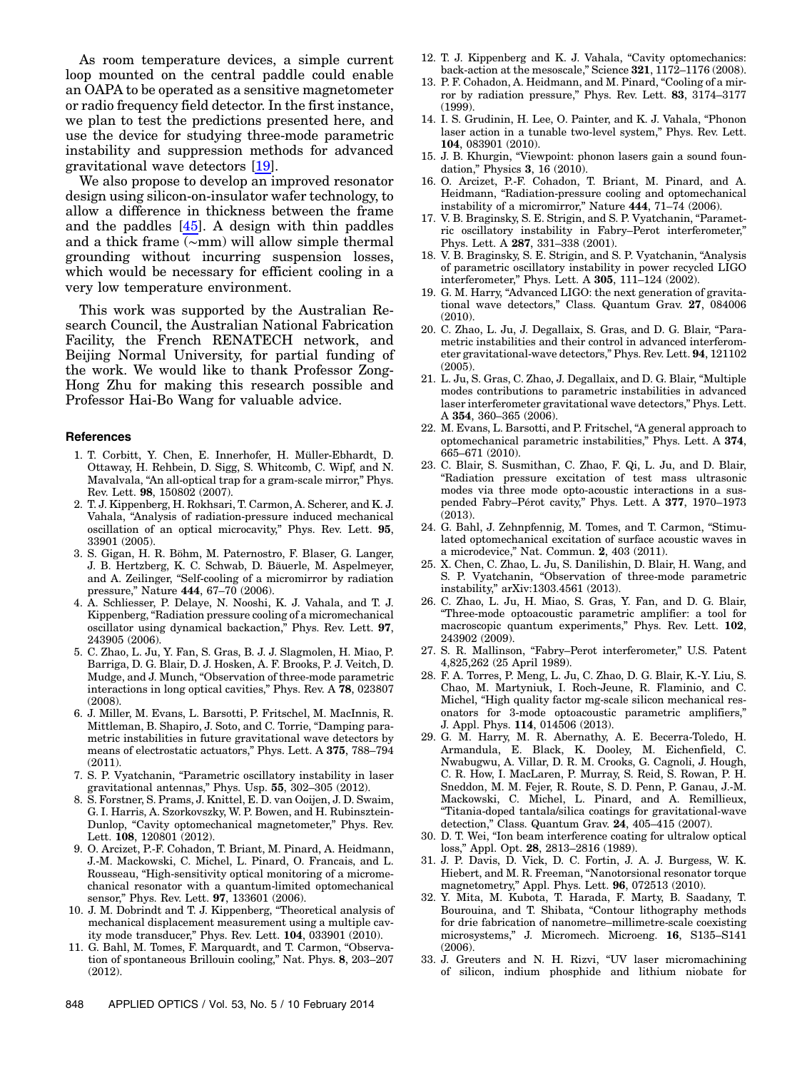As room temperature devices, a simple current loop mounted on the central paddle could enable an OAPA to be operated as a sensitive magnetometer or radio frequency field detector. In the first instance, we plan to test the predictions presented here, and use the device for studying three-mode parametric instability and suppression methods for advanced gravitational wave detectors [19].

We also propose to develop an improved resonator design using silicon-on-insulator wafer technology, to allow a difference in thickness between the frame and the paddles [45]. A design with thin paddles and a thick frame (~mm) will allow simple thermal grounding without incurring suspension losses, which would be necessary for efficient cooling in a very low temperature environment.

This work was supported by the Australian Research Council, the Australian National Fabrication Facility, the French RENATECH network, and Beijing Normal University, for partial funding of the work. We would like to thank Professor Zong-Hong Zhu for making this research possible and Professor Hai-Bo Wang for valuable advice.

## References

1. T. Corbitt, Y. Chen, E. Innerhofer, H. Müller-Ebhardt, D. Ottaway, H. Rehbein, D. Sigg, S. Whitcomb, C. Wipf, and N. Mavalvala, "An all-optical trap for a gram-scale mirror," Phys. Rev. Lett. **98**, 150802 (2007).
2. T. J. Kippenberg, H. Rokhsari, T. Carmon, A. Scherer, and K. J. Vahala, "Analysis of radiation-pressure induced mechanical oscillation of an optical microcavity," Phys. Rev. Lett. **95**, 33901 (2005).
3. S. Gigan, H. R. Böhm, M. Paternostro, F. Blaser, G. Langer, J. B. Hertzberg, K. C. Schwab, D. Bäuerle, M. Aspelmeyer, and A. Zeilinger, "Self-cooling of a micromirror by radiation pressure," Nature **444**, 67–70 (2006).
4. A. Schliesser, P. Delaye, N. Nooshi, K. J. Vahala, and T. J. Kippenberg, "Radiation pressure cooling of a micromechanical oscillator using dynamical backaction," Phys. Rev. Lett. **97**, 243905 (2006).
5. C. Zhao, L. Ju, Y. Fan, S. Gras, B. J. J. Slagmolen, H. Miao, P. Barriga, D. G. Blair, D. J. Hosken, A. F. Brooks, P. J. Veitch, D. Mudge, and J. Munch, "Observation of three-mode parametric interactions in long optical cavities," Phys. Rev. A **78**, 023807 (2008).
6. J. Miller, M. Evans, L. Barsotti, P. Fritschel, M. MacInnis, R. Mittleman, B. Shapiro, J. Soto, and C. Torrie, "Damping parametric instabilities in future gravitational wave detectors by means of electrostatic actuators," Phys. Lett. A **375**, 788–794 (2011).
7. S. P. Vyatchanin, "Parametric oscillatory instability in laser gravitational antennas," Phys. Usp. **55**, 302–305 (2012).
8. S. Forstner, S. Prams, J. Knittel, E. D. van Ooijen, J. D. Swaim, G. I. Harris, A. Szorkovszky, W. P. Bowen, and H. Rubinsztein-Dunlop, "Cavity optomechanical magnetometer," Phys. Rev. Lett. **108**, 120801 (2012).
9. O. Arcizet, P.-F. Cohadon, T. Briant, M. Pinard, A. Heidmann, J.-M. Mackowski, C. Michel, L. Pinard, O. Francais, and L. Rousseau, "High-sensitivity optical monitoring of a micromechanical resonator with a quantum-limited optomechanical sensor," Phys. Rev. Lett. **97**, 133601 (2006).
10. J. M. Dobrindt and T. J. Kippenberg, "Theoretical analysis of mechanical displacement measurement using a multiple cavity mode transducer," Phys. Rev. Lett. **104**, 033901 (2010).
11. G. Bahl, M. Tomes, F. Marquardt, and T. Carmon, "Observation of spontaneous Brillouin cooling," Nat. Phys. **8**, 203–207 (2012).
12. T. J. Kippenberg and K. J. Vahala, "Cavity optomechanics: back-action at the mesoscale," Science **321**, 1172–1176 (2008).
13. P. F. Cohadon, A. Heidmann, and M. Pinard, "Cooling of a mirror by radiation pressure," Phys. Rev. Lett. **83**, 3174–3177 (1999).
14. I. S. Grudinin, H. Lee, O. Painter, and K. J. Vahala, "Phonon laser action in a tunable two-level system," Phys. Rev. Lett. **104**, 083901 (2010).
15. J. B. Khurgin, "Viewpoint: phonon lasers gain a sound foundation," Physics **3**, 16 (2010).
16. O. Arcizet, P.-F. Cohadon, T. Briant, M. Pinard, and A. Heidmann, "Radiation-pressure cooling and optomechanical instability of a micromirror," Nature **444**, 71–74 (2006).
17. V. B. Braginsky, S. E. Strigin, and S. P. Vyatchanin, "Parametric oscillatory instability in Fabry–Perot interferometer," Phys. Lett. A **287**, 331–338 (2001).
18. V. B. Braginsky, S. E. Strigin, and S. P. Vyatchanin, "Analysis of parametric oscillatory instability in power recycled LIGO interferometer," Phys. Lett. A **305**, 111–124 (2002).
19. G. M. Harry, "Advanced LIGO: the next generation of gravitational wave detectors," Class. Quantum Grav. **27**, 084006 (2010).
20. C. Zhao, L. Ju, J. Degallaix, S. Gras, and D. G. Blair, "Parametric instabilities and their control in advanced interferometer gravitational-wave detectors," Phys. Rev. Lett. **94**, 121102 (2005).
21. L. Ju, S. Gras, C. Zhao, J. Degallaix, and D. G. Blair, "Multiple modes contributions to parametric instabilities in advanced laser interferometer gravitational wave detectors," Phys. Lett. A **354**, 360–365 (2006).
22. M. Evans, L. Barsotti, and P. Fritschel, "A general approach to optomechanical parametric instabilities," Phys. Lett. A **374**, 665–671 (2010).
23. C. Blair, S. Susmithan, C. Zhao, F. Qi, L. Ju, and D. Blair, "Radiation pressure excitation of test mass ultrasonic modes via three mode opto-acoustic interactions in a suspended Fabry–Pérot cavity," Phys. Lett. A **377**, 1970–1973 (2013).
24. G. Bahl, J. Zehnpfennig, M. Tomes, and T. Carmon, "Stimulated optomechanical excitation of surface acoustic waves in a microdevice," Nat. Commun. **2**, 403 (2011).
25. X. Chen, C. Zhao, L. Ju, S. Danilishin, D. Blair, H. Wang, and S. P. Vyatchanin, "Observation of three-mode parametric instability," arXiv:1303.4561 (2013).
26. C. Zhao, L. Ju, H. Miao, S. Gras, Y. Fan, and D. G. Blair, "Three-mode optoacoustic parametric amplifier: a tool for macroscopic quantum experiments," Phys. Rev. Lett. **102**, 243902 (2009).
27. S. R. Mallinson, "Fabry–Perot interferometer," U.S. Patent 4,825,262 (25 April 1989).
28. F. A. Torres, P. Meng, L. Ju, C. Zhao, D. G. Blair, K.-Y. Liu, S. Chao, M. Martyniuk, I. Roch-Jeune, R. Flaminio, and C. Michel, "High quality factor mg-scale silicon mechanical resonators for 3-mode optoacoustic parametric amplifiers," J. Appl. Phys. **114**, 014506 (2013).
29. G. M. Harry, M. R. Abernathy, A. E. Becerra-Toledo, H. Armandula, E. Black, K. Dooley, M. Eichenfield, C. Nwabugwu, A. Villar, D. R. M. Crooks, G. Cagnoli, J. Hough, C. R. How, I. MacLaren, P. Murray, S. Reid, S. Rowan, P. H. Sneddon, M. M. Fejer, R. Route, S. D. Penn, P. Ganau, J.-M. Mackowski, C. Michel, L. Pinard, and A. Remillieux, "Titania-doped tantala/silica coatings for gravitational-wave detection," Class. Quantum Grav. **24**, 405–415 (2007).
30. D. T. Wei, "Ion beam interference coating for ultralow optical loss," Appl. Opt. **28**, 2813–2816 (1989).
31. J. P. Davis, D. Vick, D. C. Fortin, J. A. J. Burgess, W. K. Hiebert, and M. R. Freeman, "Nanotorsional resonator torque magnetometry," Appl. Phys. Lett. **96**, 072513 (2010).
32. Y. Mita, M. Kubota, T. Harada, F. Marty, B. Saadany, T. Bourouina, and T. Shibata, "Contour lithography methods for drie fabrication of nanometre–millimetre-scale coexisting microsystems," J. Micromech. Microeng. **16**, S135–S141 (2006).
33. J. Greuters and N. H. Rizvi, "UV laser micromachining of silicon, indium phosphide and lithium niobate for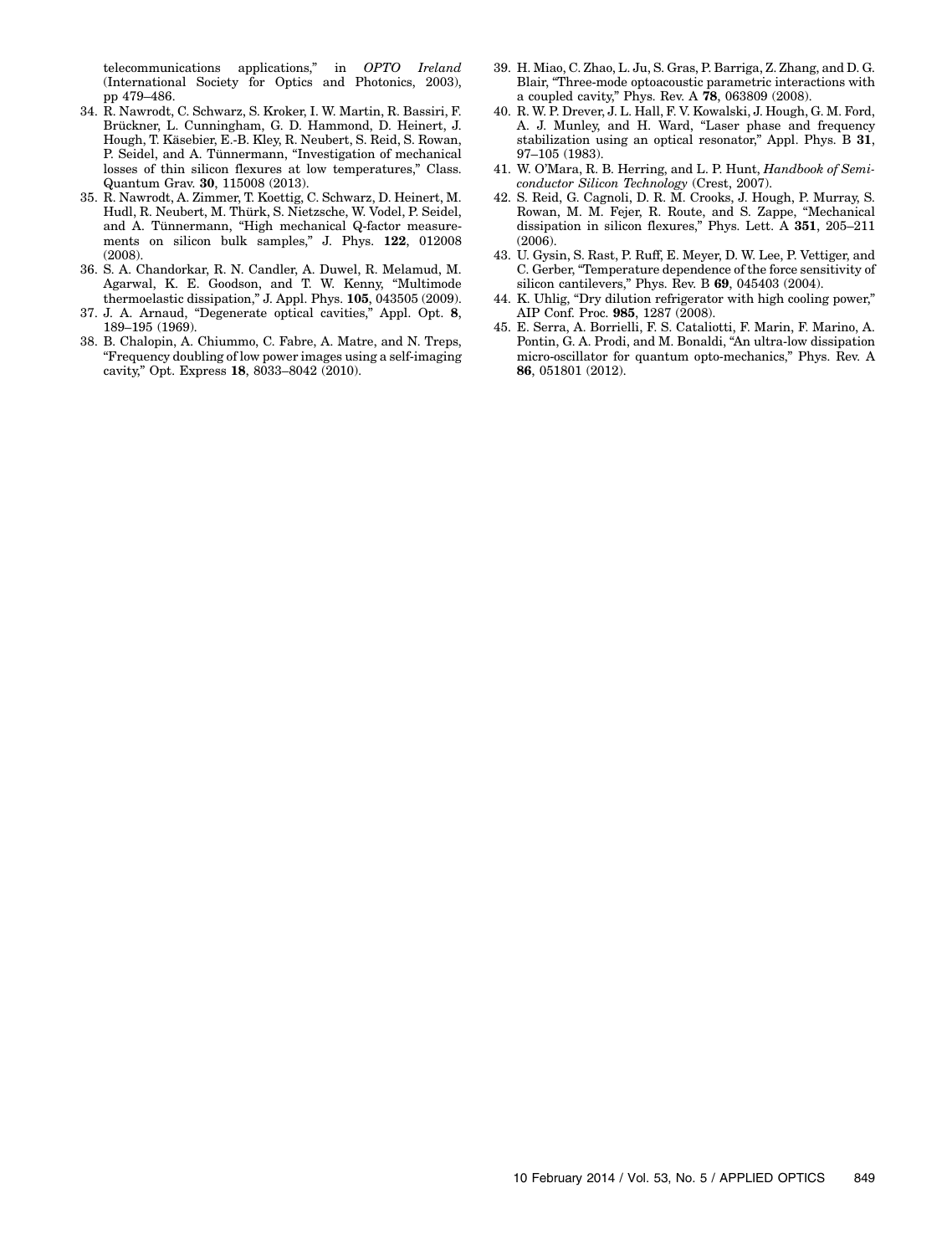telecommunications applications," in *OPTO Ireland* (International Society for Optics and Photonics, 2003), pp 479–486.

34. R. Nawrodt, C. Schwarz, S. Kroker, I. W. Martin, R. Bassiri, F. Brückner, L. Cunningham, G. D. Hammond, D. Heinert, J. Hough, T. Käsebier, E.-B. Kley, R. Neubert, S. Reid, S. Rowan, P. Seidel, and A. Tünnermann, "Investigation of mechanical losses of thin silicon flexures at low temperatures," Class. Quantum Grav. **30**, 115008 (2013).
35. R. Nawrodt, A. Zimmer, T. Koettig, C. Schwarz, D. Heinert, M. Hudl, R. Neubert, M. Thürk, S. Nietzsche, W. Vodel, P. Seidel, and A. Tünnermann, "High mechanical Q-factor measurements on silicon bulk samples," J. Phys. **122**, 012008 (2008).
36. S. A. Chandorkar, R. N. Candler, A. Duwel, R. Melamud, M. Agarwal, K. E. Goodson, and T. W. Kenny, "Multimode thermoelastic dissipation," J. Appl. Phys. **105**, 043505 (2009).
37. J. A. Arnaud, "Degenerate optical cavities," Appl. Opt. **8**, 189–195 (1969).
38. B. Chalopin, A. Chiummo, C. Fabre, A. Matre, and N. Treps, "Frequency doubling of low power images using a self-imaging cavity," Opt. Express **18**, 8033–8042 (2010).
39. H. Miao, C. Zhao, L. Ju, S. Gras, P. Barriga, Z. Zhang, and D. G. Blair, "Three-mode optoacoustic parametric interactions with a coupled cavity," Phys. Rev. A **78**, 063809 (2008).
40. R. W. P. Drever, J. L. Hall, F. V. Kowalski, J. Hough, G. M. Ford, A. J. Munley, and H. Ward, "Laser phase and frequency stabilization using an optical resonator," Appl. Phys. B **31**, 97–105 (1983).
41. W. O'Mara, R. B. Herring, and L. P. Hunt, *Handbook of Semiconductor Silicon Technology* (Crest, 2007).
42. S. Reid, G. Cagnoli, D. R. M. Crooks, J. Hough, P. Murray, S. Rowan, M. M. Fejer, R. Route, and S. Zappe, "Mechanical dissipation in silicon flexures," Phys. Lett. A **351**, 205–211 (2006).
43. U. Gysin, S. Rast, P. Ruff, E. Meyer, D. W. Lee, P. Vettiger, and C. Gerber, "Temperature dependence of the force sensitivity of silicon cantilevers," Phys. Rev. B **69**, 045403 (2004).
44. K. Uhlig, "Dry dilution refrigerator with high cooling power," AIP Conf. Proc. **985**, 1287 (2008).
45. E. Serra, A. Borrielli, F. S. Cataliotti, F. Marin, F. Marino, A. Pontin, G. A. Prodi, and M. Bonaldi, "An ultra-low dissipation micro-oscillator for quantum opto-mechanics," Phys. Rev. A **86**, 051801 (2012).